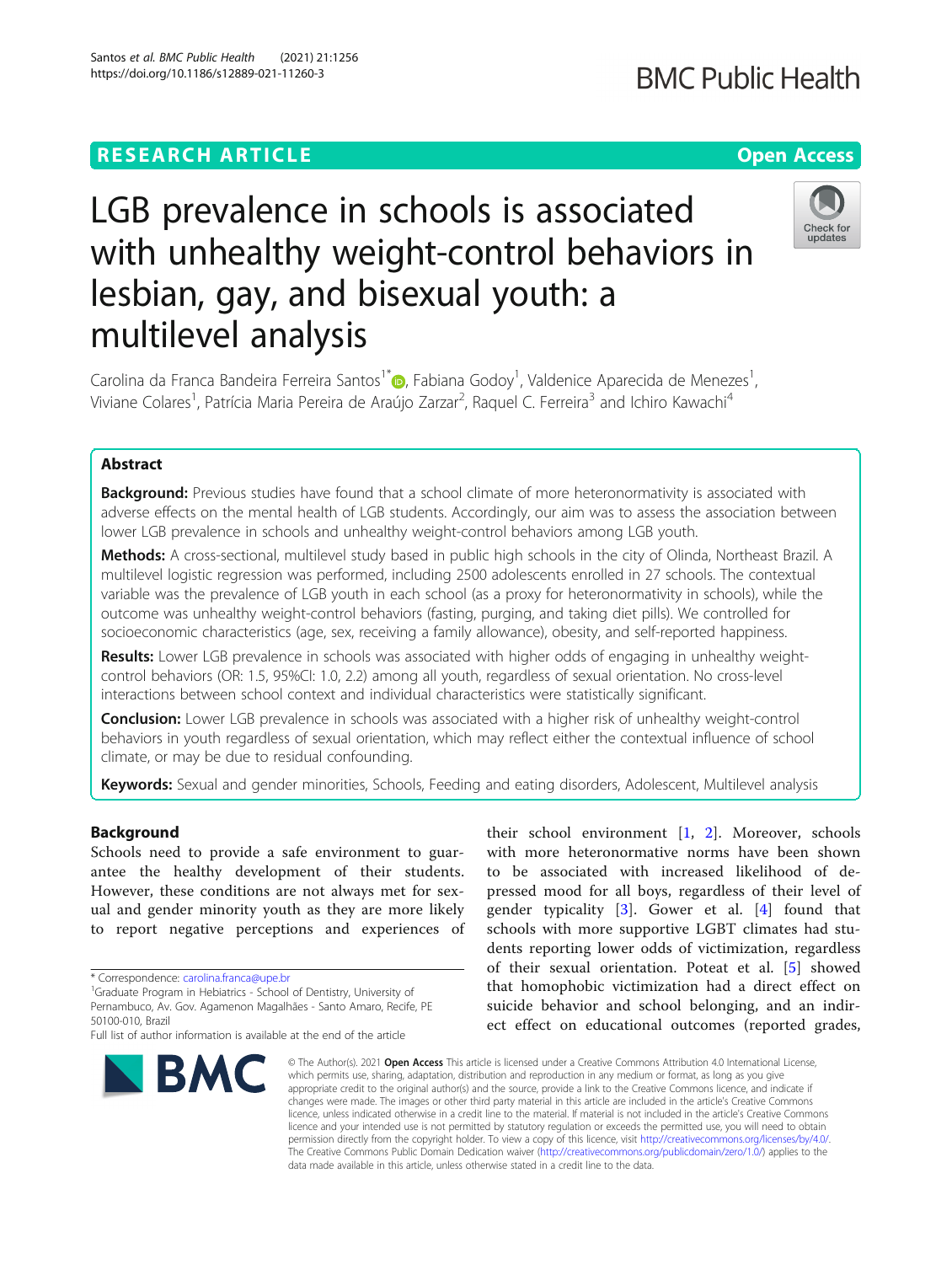RESEARCH ARTICLE

Open Access

# LGB prevalence in schools is associated with unhealthy weight-control behaviors in lesbian, gay, and bisexual youth: a multilevel analysis

Carolina da Franca Bandeira Ferreira Santos[1*], Fabiana Godoy[1], Valdenice Aparecida de Menezes[1], Viviane Colares[1], Patrícia Maria Pereira de Araújo Zarzar[2], Raquel C. Ferreira[3] and Ichiro Kawachi[4]

## Abstract

**Background:** Previous studies have found that a school climate of more heteronormativity is associated with adverse effects on the mental health of LGB students. Accordingly, our aim was to assess the association between lower LGB prevalence in schools and unhealthy weight-control behaviors among LGB youth.

**Methods:** A cross-sectional, multilevel study based in public high schools in the city of Olinda, Northeast Brazil. A multilevel logistic regression was performed, including 2500 adolescents enrolled in 27 schools. The contextual variable was the prevalence of LGB youth in each school (as a proxy for heteronormativity in schools), while the outcome was unhealthy weight-control behaviors (fasting, purging, and taking diet pills). We controlled for socioeconomic characteristics (age, sex, receiving a family allowance), obesity, and self-reported happiness.

**Results:** Lower LGB prevalence in schools was associated with higher odds of engaging in unhealthy weight-control behaviors (OR: 1.5, 95%CI: 1.0, 2.2) among all youth, regardless of sexual orientation. No cross-level interactions between school context and individual characteristics were statistically significant.

**Conclusion:** Lower LGB prevalence in schools was associated with a higher risk of unhealthy weight-control behaviors in youth regardless of sexual orientation, which may reflect either the contextual influence of school climate, or may be due to residual confounding.

**Keywords:** Sexual and gender minorities, Schools, Feeding and eating disorders, Adolescent, Multilevel analysis

## Background

Schools need to provide a safe environment to guarantee the healthy development of their students. However, these conditions are not always met for sexual and gender minority youth as they are more likely to report negative perceptions and experiences of their school environment [1, 2]. Moreover, schools with more heteronormative norms have been shown to be associated with increased likelihood of depressed mood for all boys, regardless of their level of gender typicality [3]. Gower et al. [4] found that schools with more supportive LGBT climates had students reporting lower odds of victimization, regardless of their sexual orientation. Poteat et al. [5] showed that homophobic victimization had a direct effect on suicide behavior and school belonging, and an indirect effect on educational outcomes (reported grades,

* Correspondence: carolina.franca@upe.br
[1]Graduate Program in Hebiatrics - School of Dentistry, University of Pernambuco, Av. Gov. Agamenon Magalhães - Santo Amaro, Recife, PE 50100-010, Brazil
Full list of author information is available at the end of the article

© The Author(s). 2021 **Open Access** This article is licensed under a Creative Commons Attribution 4.0 International License, which permits use, sharing, adaptation, distribution and reproduction in any medium or format, as long as you give appropriate credit to the original author(s) and the source, provide a link to the Creative Commons licence, and indicate if changes were made. The images or other third party material in this article are included in the article's Creative Commons licence, unless indicated otherwise in a credit line to the material. If material is not included in the article's Creative Commons licence and your intended use is not permitted by statutory regulation or exceeds the permitted use, you will need to obtain permission directly from the copyright holder. To view a copy of this licence, visit http://creativecommons.org/licenses/by/4.0/. The Creative Commons Public Domain Dedication waiver (http://creativecommons.org/publicdomain/zero/1.0/) applies to the data made available in this article, unless otherwise stated in a credit line to the data.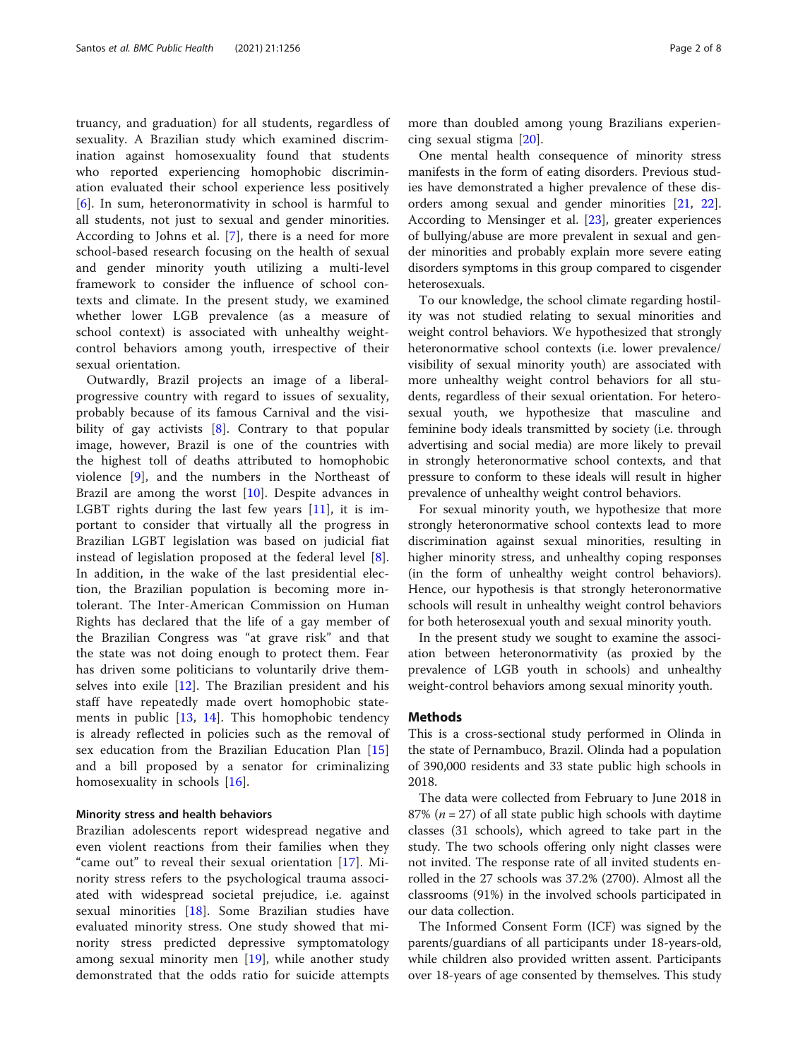truancy, and graduation) for all students, regardless of sexuality. A Brazilian study which examined discrimination against homosexuality found that students who reported experiencing homophobic discrimination evaluated their school experience less positively [6]. In sum, heteronormativity in school is harmful to all students, not just to sexual and gender minorities. According to Johns et al. [7], there is a need for more school-based research focusing on the health of sexual and gender minority youth utilizing a multi-level framework to consider the influence of school contexts and climate. In the present study, we examined whether lower LGB prevalence (as a measure of school context) is associated with unhealthy weight-control behaviors among youth, irrespective of their sexual orientation.

Outwardly, Brazil projects an image of a liberal-progressive country with regard to issues of sexuality, probably because of its famous Carnival and the visibility of gay activists [8]. Contrary to that popular image, however, Brazil is one of the countries with the highest toll of deaths attributed to homophobic violence [9], and the numbers in the Northeast of Brazil are among the worst [10]. Despite advances in LGBT rights during the last few years [11], it is important to consider that virtually all the progress in Brazilian LGBT legislation was based on judicial fiat instead of legislation proposed at the federal level [8]. In addition, in the wake of the last presidential election, the Brazilian population is becoming more intolerant. The Inter-American Commission on Human Rights has declared that the life of a gay member of the Brazilian Congress was "at grave risk" and that the state was not doing enough to protect them. Fear has driven some politicians to voluntarily drive themselves into exile [12]. The Brazilian president and his staff have repeatedly made overt homophobic statements in public [13, 14]. This homophobic tendency is already reflected in policies such as the removal of sex education from the Brazilian Education Plan [15] and a bill proposed by a senator for criminalizing homosexuality in schools [16].

### Minority stress and health behaviors

Brazilian adolescents report widespread negative and even violent reactions from their families when they "came out" to reveal their sexual orientation [17]. Minority stress refers to the psychological trauma associated with widespread societal prejudice, i.e. against sexual minorities [18]. Some Brazilian studies have evaluated minority stress. One study showed that minority stress predicted depressive symptomatology among sexual minority men [19], while another study demonstrated that the odds ratio for suicide attempts more than doubled among young Brazilians experiencing sexual stigma [20].

One mental health consequence of minority stress manifests in the form of eating disorders. Previous studies have demonstrated a higher prevalence of these disorders among sexual and gender minorities [21, 22]. According to Mensinger et al. [23], greater experiences of bullying/abuse are more prevalent in sexual and gender minorities and probably explain more severe eating disorders symptoms in this group compared to cisgender heterosexuals.

To our knowledge, the school climate regarding hostility was not studied relating to sexual minorities and weight control behaviors. We hypothesized that strongly heteronormative school contexts (i.e. lower prevalence/visibility of sexual minority youth) are associated with more unhealthy weight control behaviors for all students, regardless of their sexual orientation. For heterosexual youth, we hypothesize that masculine and feminine body ideals transmitted by society (i.e. through advertising and social media) are more likely to prevail in strongly heteronormative school contexts, and that pressure to conform to these ideals will result in higher prevalence of unhealthy weight control behaviors.

For sexual minority youth, we hypothesize that more strongly heteronormative school contexts lead to more discrimination against sexual minorities, resulting in higher minority stress, and unhealthy coping responses (in the form of unhealthy weight control behaviors). Hence, our hypothesis is that strongly heteronormative schools will result in unhealthy weight control behaviors for both heterosexual youth and sexual minority youth.

In the present study we sought to examine the association between heteronormativity (as proxied by the prevalence of LGB youth in schools) and unhealthy weight-control behaviors among sexual minority youth.

## Methods

This is a cross-sectional study performed in Olinda in the state of Pernambuco, Brazil. Olinda had a population of 390,000 residents and 33 state public high schools in 2018.

The data were collected from February to June 2018 in 87% ($n = 27$) of all state public high schools with daytime classes (31 schools), which agreed to take part in the study. The two schools offering only night classes were not invited. The response rate of all invited students enrolled in the 27 schools was 37.2% (2700). Almost all the classrooms (91%) in the involved schools participated in our data collection.

The Informed Consent Form (ICF) was signed by the parents/guardians of all participants under 18-years-old, while children also provided written assent. Participants over 18-years of age consented by themselves. This study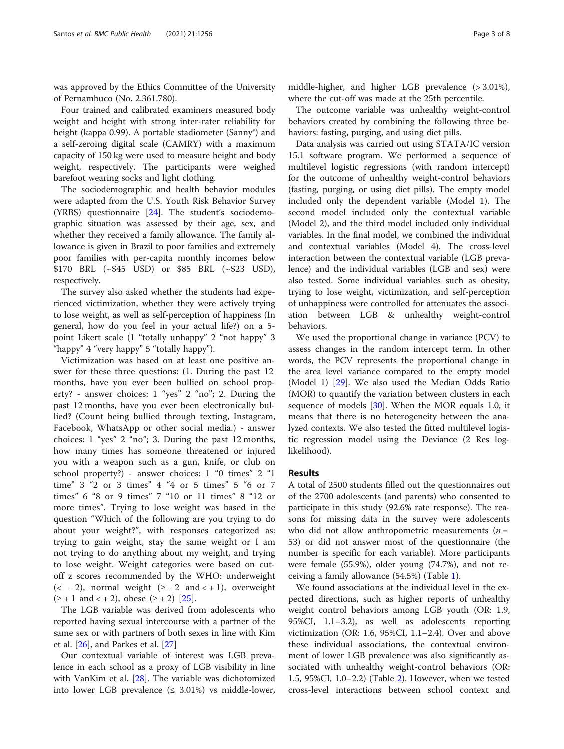was approved by the Ethics Committee of the University of Pernambuco (No. 2.361.780).

Four trained and calibrated examiners measured body weight and height with strong inter-rater reliability for height (kappa 0.99). A portable stadiometer (Sanny®) and a self-zeroing digital scale (CAMRY) with a maximum capacity of 150 kg were used to measure height and body weight, respectively. The participants were weighed barefoot wearing socks and light clothing.

The sociodemographic and health behavior modules were adapted from the U.S. Youth Risk Behavior Survey (YRBS) questionnaire [24]. The student's sociodemographic situation was assessed by their age, sex, and whether they received a family allowance. The family allowance is given in Brazil to poor families and extremely poor families with per-capita monthly incomes below $170 BRL (~$45 USD) or $85 BRL (~$23 USD), respectively.

The survey also asked whether the students had experienced victimization, whether they were actively trying to lose weight, as well as self-perception of happiness (In general, how do you feel in your actual life?) on a 5-point Likert scale (1 "totally unhappy" 2 "not happy" 3 "happy" 4 "very happy" 5 "totally happy").

Victimization was based on at least one positive answer for these three questions: (1. During the past 12 months, have you ever been bullied on school property? - answer choices: 1 "yes" 2 "no"; 2. During the past 12 months, have you ever been electronically bullied? (Count being bullied through texting, Instagram, Facebook, WhatsApp or other social media.) - answer choices: 1 "yes" 2 "no"; 3. During the past 12 months, how many times has someone threatened or injured you with a weapon such as a gun, knife, or club on school property?) - answer choices: 1 "0 times" 2 "1 time" 3 "2 or 3 times" 4 "4 or 5 times" 5 "6 or 7 times" 6 "8 or 9 times" 7 "10 or 11 times" 8 "12 or more times". Trying to lose weight was based in the question "Which of the following are you trying to do about your weight?", with responses categorized as: trying to gain weight, stay the same weight or I am not trying to do anything about my weight, and trying to lose weight. Weight categories were based on cut-off z scores recommended by the WHO: underweight ($< -2$), normal weight ($\geq -2$ and $< +1$), overweight ($\geq +1$ and $< +2$), obese ($\geq +2$) [25].

The LGB variable was derived from adolescents who reported having sexual intercourse with a partner of the same sex or with partners of both sexes in line with Kim et al. [26], and Parkes et al. [27]

Our contextual variable of interest was LGB prevalence in each school as a proxy of LGB visibility in line with VanKim et al. [28]. The variable was dichotomized into lower LGB prevalence ($\leq$ 3.01%) vs middle-lower, middle-higher, and higher LGB prevalence ($>$ 3.01%), where the cut-off was made at the 25th percentile.

The outcome variable was unhealthy weight-control behaviors created by combining the following three behaviors: fasting, purging, and using diet pills.

Data analysis was carried out using STATA/IC version 15.1 software program. We performed a sequence of multilevel logistic regressions (with random intercept) for the outcome of unhealthy weight-control behaviors (fasting, purging, or using diet pills). The empty model included only the dependent variable (Model 1). The second model included only the contextual variable (Model 2), and the third model included only individual variables. In the final model, we combined the individual and contextual variables (Model 4). The cross-level interaction between the contextual variable (LGB prevalence) and the individual variables (LGB and sex) were also tested. Some individual variables such as obesity, trying to lose weight, victimization, and self-perception of unhappiness were controlled for attenuates the association between LGB & unhealthy weight-control behaviors.

We used the proportional change in variance (PCV) to assess changes in the random intercept term. In other words, the PCV represents the proportional change in the area level variance compared to the empty model (Model 1) [29]. We also used the Median Odds Ratio (MOR) to quantify the variation between clusters in each sequence of models [30]. When the MOR equals 1.0, it means that there is no heterogeneity between the analyzed contexts. We also tested the fitted multilevel logistic regression model using the Deviance (2 Res log-likelihood).

## Results

A total of 2500 students filled out the questionnaires out of the 2700 adolescents (and parents) who consented to participate in this study (92.6% rate response). The reasons for missing data in the survey were adolescents who did not allow anthropometric measurements ($n$ = 53) or did not answer most of the questionnaire (the number is specific for each variable). More participants were female (55.9%), older young (74.7%), and not receiving a family allowance (54.5%) (Table 1).

We found associations at the individual level in the expected directions, such as higher reports of unhealthy weight control behaviors among LGB youth (OR: 1.9, 95%CI, 1.1–3.2), as well as adolescents reporting victimization (OR: 1.6, 95%CI, 1.1–2.4). Over and above these individual associations, the contextual environment of lower LGB prevalence was also significantly associated with unhealthy weight-control behaviors (OR: 1.5, 95%CI, 1.0–2.2) (Table 2). However, when we tested cross-level interactions between school context and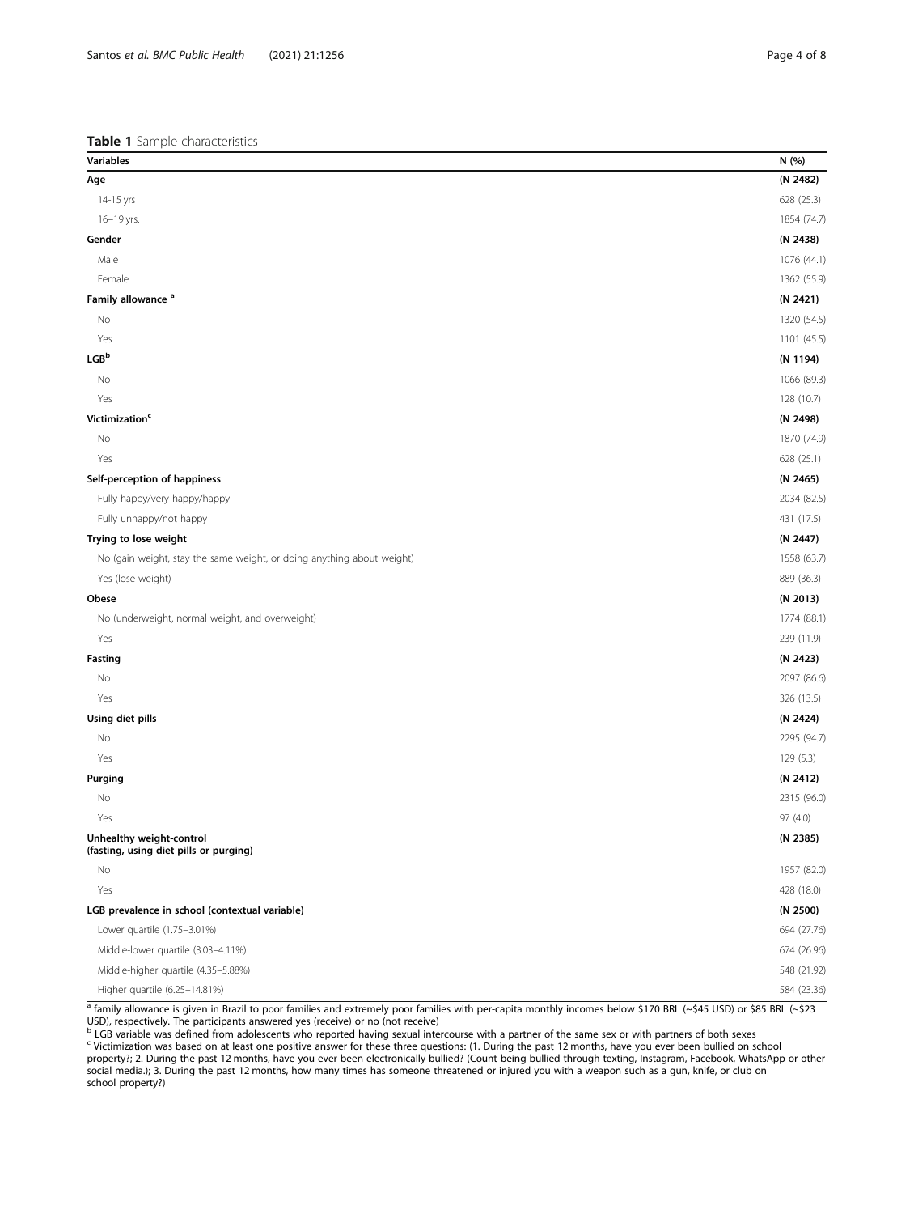**Table 1** Sample characteristics

| Variables | N (%) |
|---|---|
| **Age** | **(N 2482)** |
| 14-15 yrs | 628 (25.3) |
| 16–19 yrs. | 1854 (74.7) |
| **Gender** | **(N 2438)** |
| Male | 1076 (44.1) |
| Female | 1362 (55.9) |
| **Family allowance [a]** | **(N 2421)** |
| No | 1320 (54.5) |
| Yes | 1101 (45.5) |
| **LGB[b]** | **(N 1194)** |
| No | 1066 (89.3) |
| Yes | 128 (10.7) |
| **Victimization[c]** | **(N 2498)** |
| No | 1870 (74.9) |
| Yes | 628 (25.1) |
| **Self-perception of happiness** | **(N 2465)** |
| Fully happy/very happy/happy | 2034 (82.5) |
| Fully unhappy/not happy | 431 (17.5) |
| **Trying to lose weight** | **(N 2447)** |
| No (gain weight, stay the same weight, or doing anything about weight) | 1558 (63.7) |
| Yes (lose weight) | 889 (36.3) |
| **Obese** | **(N 2013)** |
| No (underweight, normal weight, and overweight) | 1774 (88.1) |
| Yes | 239 (11.9) |
| **Fasting** | **(N 2423)** |
| No | 2097 (86.6) |
| Yes | 326 (13.5) |
| **Using diet pills** | **(N 2424)** |
| No | 2295 (94.7) |
| Yes | 129 (5.3) |
| **Purging** | **(N 2412)** |
| No | 2315 (96.0) |
| Yes | 97 (4.0) |
| **Unhealthy weight-control (fasting, using diet pills or purging)** | **(N 2385)** |
| No | 1957 (82.0) |
| Yes | 428 (18.0) |
| **LGB prevalence in school (contextual variable)** | **(N 2500)** |
| Lower quartile (1.75–3.01%) | 694 (27.76) |
| Middle-lower quartile (3.03–4.11%) | 674 (26.96) |
| Middle-higher quartile (4.35–5.88%) | 548 (21.92) |
| Higher quartile (6.25–14.81%) | 584 (23.36) |

[a] family allowance is given in Brazil to poor families and extremely poor families with per-capita monthly incomes below $170 BRL (~$45 USD) or $85 BRL (~$23 USD), respectively. The participants answered yes (receive) or no (not receive)

[b] LGB variable was defined from adolescents who reported having sexual intercourse with a partner of the same sex or with partners of both sexes

[c] Victimization was based on at least one positive answer for these three questions: (1. During the past 12 months, have you ever been bullied on school property?; 2. During the past 12 months, have you ever been electronically bullied? (Count being bullied through texting, Instagram, Facebook, WhatsApp or other social media.); 3. During the past 12 months, how many times has someone threatened or injured you with a weapon such as a gun, knife, or club on school property?)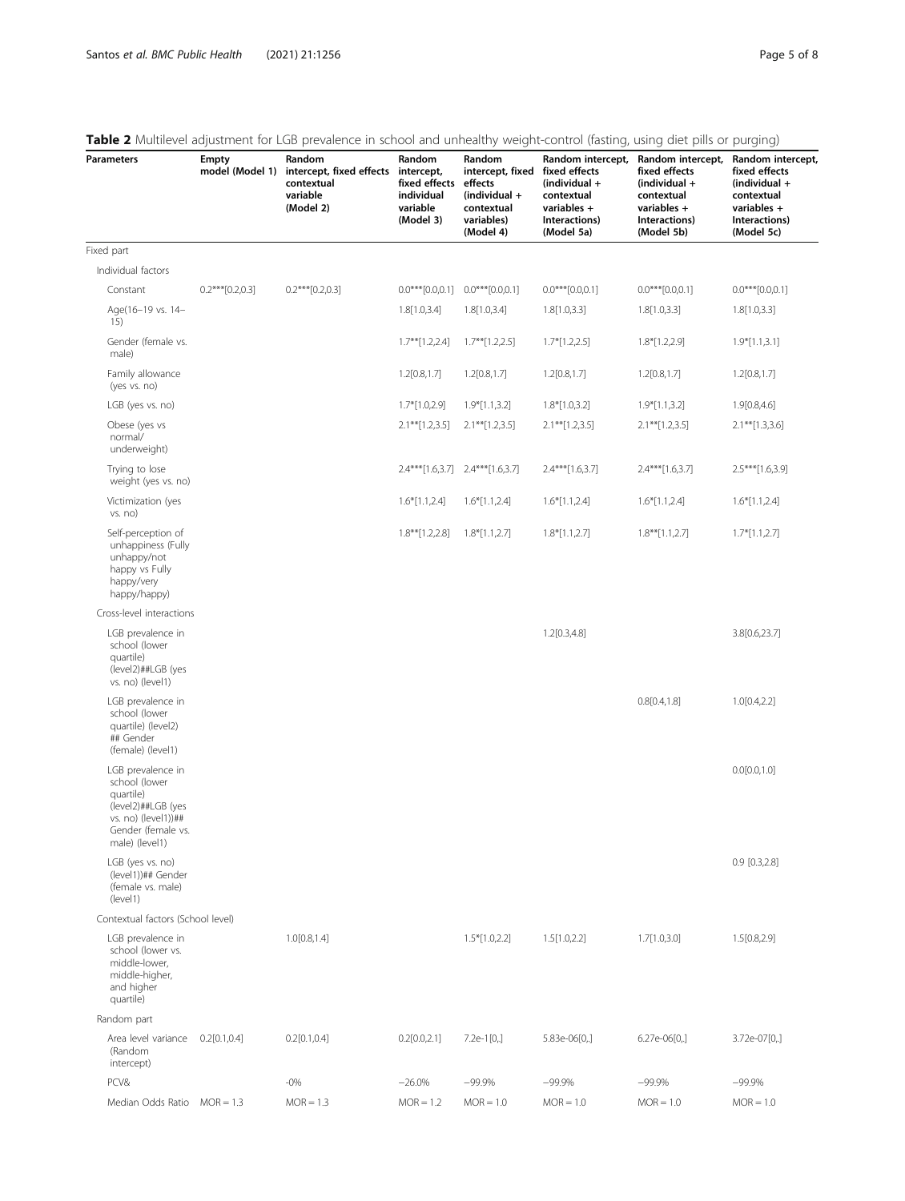**Table 2** Multilevel adjustment for LGB prevalence in school and unhealthy weight-control (fasting, using diet pills or purging)

| Parameters | Empty model (Model 1) | Random intercept, fixed effects contextual variable (Model 2) | Random intercept, fixed effects individual variable (Model 3) | Random intercept, fixed effects (individual + contextual variables) (Model 4) | Random intercept, fixed effects (individual + contextual variables + Interactions) (Model 5a) | Random intercept, fixed effects (individual + contextual variables + Interactions) (Model 5b) | Random intercept, fixed effects (individual + contextual variables + Interactions) (Model 5c) |
|---|---|---|---|---|---|---|---|
| Fixed part | | | | | | | |
| Individual factors | | | | | | | |
| Constant | 0.2***[0.2,0.3] | 0.2***[0.2,0.3] | 0.0***[0.0,0.1] | 0.0***[0.0,0.1] | 0.0***[0.0,0.1] | 0.0***[0.0,0.1] | 0.0***[0.0,0.1] |
| Age(16–19 vs. 14–15) | | | 1.8[1.0,3.4] | 1.8[1.0,3.4] | 1.8[1.0,3.3] | 1.8[1.0,3.3] | 1.8[1.0,3.3] |
| Gender (female vs. male) | | | 1.7**[1.2,2.4] | 1.7**[1.2,2.5] | 1.7*[1.2,2.5] | 1.8*[1.2,2.9] | 1.9*[1.1,3.1] |
| Family allowance (yes vs. no) | | | 1.2[0.8,1.7] | 1.2[0.8,1.7] | 1.2[0.8,1.7] | 1.2[0.8,1.7] | 1.2[0.8,1.7] |
| LGB (yes vs. no) | | | 1.7*[1.0,2.9] | 1.9*[1.1,3.2] | 1.8*[1.0,3.2] | 1.9*[1.1,3.2] | 1.9[0.8,4.6] |
| Obese (yes vs normal/ underweight) | | | 2.1**[1.2,3.5] | 2.1**[1.2,3.5] | 2.1**[1.2,3.5] | 2.1**[1.2,3.5] | 2.1**[1.3,3.6] |
| Trying to lose weight (yes vs. no) | | | 2.4***[1.6,3.7] | 2.4***[1.6,3.7] | 2.4***[1.6,3.7] | 2.4***[1.6,3.7] | 2.5***[1.6,3.9] |
| Victimization (yes vs. no) | | | 1.6*[1.1,2.4] | 1.6*[1.1,2.4] | 1.6*[1.1,2.4] | 1.6*[1.1,2.4] | 1.6*[1.1,2.4] |
| Self-perception of unhappiness (Fully unhappy/not happy vs Fully happy/very happy/happy) | | | 1.8**[1.2,2.8] | 1.8*[1.1,2.7] | 1.8*[1.1,2.7] | 1.8**[1.1,2.7] | 1.7*[1.1,2.7] |
| Cross-level interactions | | | | | | | |
| LGB prevalence in school (lower quartile) (level2)##LGB (yes vs. no) (level1) | | | | | 1.2[0.3,4.8] | | 3.8[0.6,23.7] |
| LGB prevalence in school (lower quartile) (level2) ## Gender (female) (level1) | | | | | | 0.8[0.4,1.8] | 1.0[0.4,2.2] |
| LGB prevalence in school (lower quartile) (level2)##LGB (yes vs. no) (level1))## Gender (female vs. male) (level1) | | | | | | | 0.0[0.0,1.0] |
| LGB (yes vs. no) (level1))## Gender (female vs. male) (level1) | | | | | | | 0.9 [0.3,2.8] |
| Contextual factors (School level) | | | | | | | |
| LGB prevalence in school (lower vs. middle-lower, middle-higher, and higher quartile) | | 1.0[0.8,1.4] | | 1.5*[1.0,2.2] | 1.5[1.0,2.2] | 1.7[1.0,3.0] | 1.5[0.8,2.9] |
| Random part | | | | | | | |
| Area level variance (Random intercept) | 0.2[0.1,0.4] | 0.2[0.1,0.4] | 0.2[0.0,2.1] | 7.2e-1[0,.] | 5.83e-06[0,.] | 6.27e-06[0,.] | 3.72e-07[0,.] |
| PCV& | | -0% | −26.0% | −99.9% | −99.9% | −99.9% | −99.9% |
| Median Odds Ratio | MOR = 1.3 | MOR = 1.3 | MOR = 1.2 | MOR = 1.0 | MOR = 1.0 | MOR = 1.0 | MOR = 1.0 |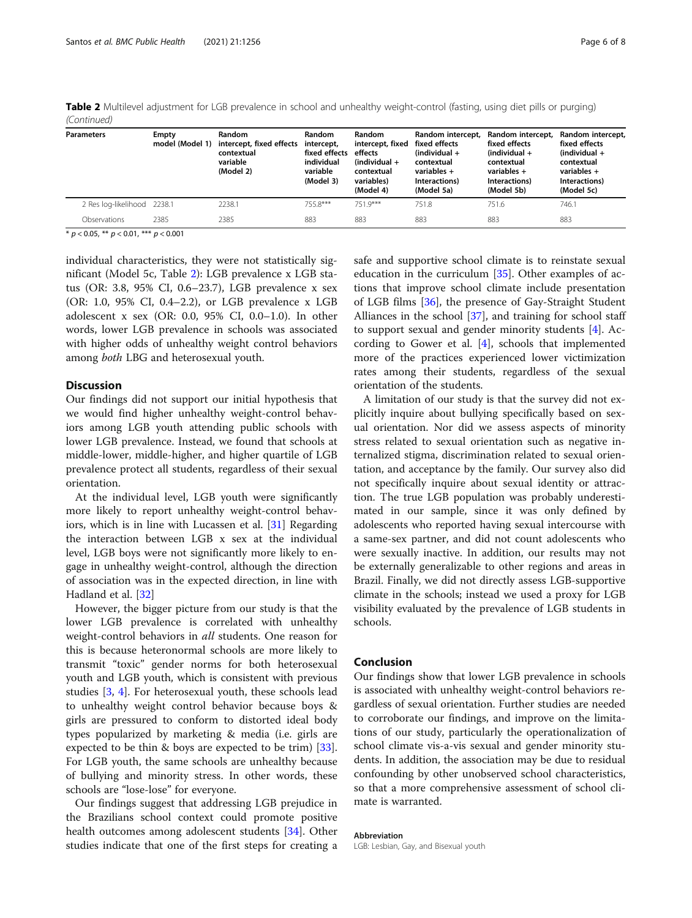**Table 2** Multilevel adjustment for LGB prevalence in school and unhealthy weight-control (fasting, using diet pills or purging) *(Continued)*

| Parameters | Empty model (Model 1) | Random intercept, fixed effects contextual variable (Model 2) | Random intercept, fixed effects individual variable (Model 3) | Random intercept, fixed effects (individual + contextual variables) (Model 4) | Random intercept, fixed effects (individual + contextual variables + Interactions) (Model 5a) | Random intercept, fixed effects (individual + contextual variables + Interactions) (Model 5b) | Random intercept, fixed effects (individual + contextual variables + Interactions) (Model 5c) |
|---|---|---|---|---|---|---|---|
| 2 Res log-likelihood | 2238.1 | 2238.1 | 755.8*** | 751.9*** | 751.8 | 751.6 | 746.1 |
| Observations | 2385 | 2385 | 883 | 883 | 883 | 883 | 883 |

* $p < 0.05$, ** $p < 0.01$, *** $p < 0.001$

individual characteristics, they were not statistically significant (Model 5c, Table 2): LGB prevalence x LGB status (OR: 3.8, 95% CI, 0.6–23.7), LGB prevalence x sex (OR: 1.0, 95% CI, 0.4–2.2), or LGB prevalence x LGB adolescent x sex (OR: 0.0, 95% CI, 0.0–1.0). In other words, lower LGB prevalence in schools was associated with higher odds of unhealthy weight control behaviors among *both* LBG and heterosexual youth.

## Discussion

Our findings did not support our initial hypothesis that we would find higher unhealthy weight-control behaviors among LGB youth attending public schools with lower LGB prevalence. Instead, we found that schools at middle-lower, middle-higher, and higher quartile of LGB prevalence protect all students, regardless of their sexual orientation.

At the individual level, LGB youth were significantly more likely to report unhealthy weight-control behaviors, which is in line with Lucassen et al. [31] Regarding the interaction between LGB x sex at the individual level, LGB boys were not significantly more likely to engage in unhealthy weight-control, although the direction of association was in the expected direction, in line with Hadland et al. [32]

However, the bigger picture from our study is that the lower LGB prevalence is correlated with unhealthy weight-control behaviors in *all* students. One reason for this is because heteronormal schools are more likely to transmit "toxic" gender norms for both heterosexual youth and LGB youth, which is consistent with previous studies [3, 4]. For heterosexual youth, these schools lead to unhealthy weight control behavior because boys & girls are pressured to conform to distorted ideal body types popularized by marketing & media (i.e. girls are expected to be thin & boys are expected to be trim) [33]. For LGB youth, the same schools are unhealthy because of bullying and minority stress. In other words, these schools are "lose-lose" for everyone.

Our findings suggest that addressing LGB prejudice in the Brazilians school context could promote positive health outcomes among adolescent students [34]. Other studies indicate that one of the first steps for creating a safe and supportive school climate is to reinstate sexual education in the curriculum [35]. Other examples of actions that improve school climate include presentation of LGB films [36], the presence of Gay-Straight Student Alliances in the school [37], and training for school staff to support sexual and gender minority students [4]. According to Gower et al. [4], schools that implemented more of the practices experienced lower victimization rates among their students, regardless of the sexual orientation of the students.

A limitation of our study is that the survey did not explicitly inquire about bullying specifically based on sexual orientation. Nor did we assess aspects of minority stress related to sexual orientation such as negative internalized stigma, discrimination related to sexual orientation, and acceptance by the family. Our survey also did not specifically inquire about sexual identity or attraction. The true LGB population was probably underestimated in our sample, since it was only defined by adolescents who reported having sexual intercourse with a same-sex partner, and did not count adolescents who were sexually inactive. In addition, our results may not be externally generalizable to other regions and areas in Brazil. Finally, we did not directly assess LGB-supportive climate in the schools; instead we used a proxy for LGB visibility evaluated by the prevalence of LGB students in schools.

## Conclusion

Our findings show that lower LGB prevalence in schools is associated with unhealthy weight-control behaviors regardless of sexual orientation. Further studies are needed to corroborate our findings, and improve on the limitations of our study, particularly the operationalization of school climate vis-a-vis sexual and gender minority students. In addition, the association may be due to residual confounding by other unobserved school characteristics, so that a more comprehensive assessment of school climate is warranted.

#### Abbreviation

LGB: Lesbian, Gay, and Bisexual youth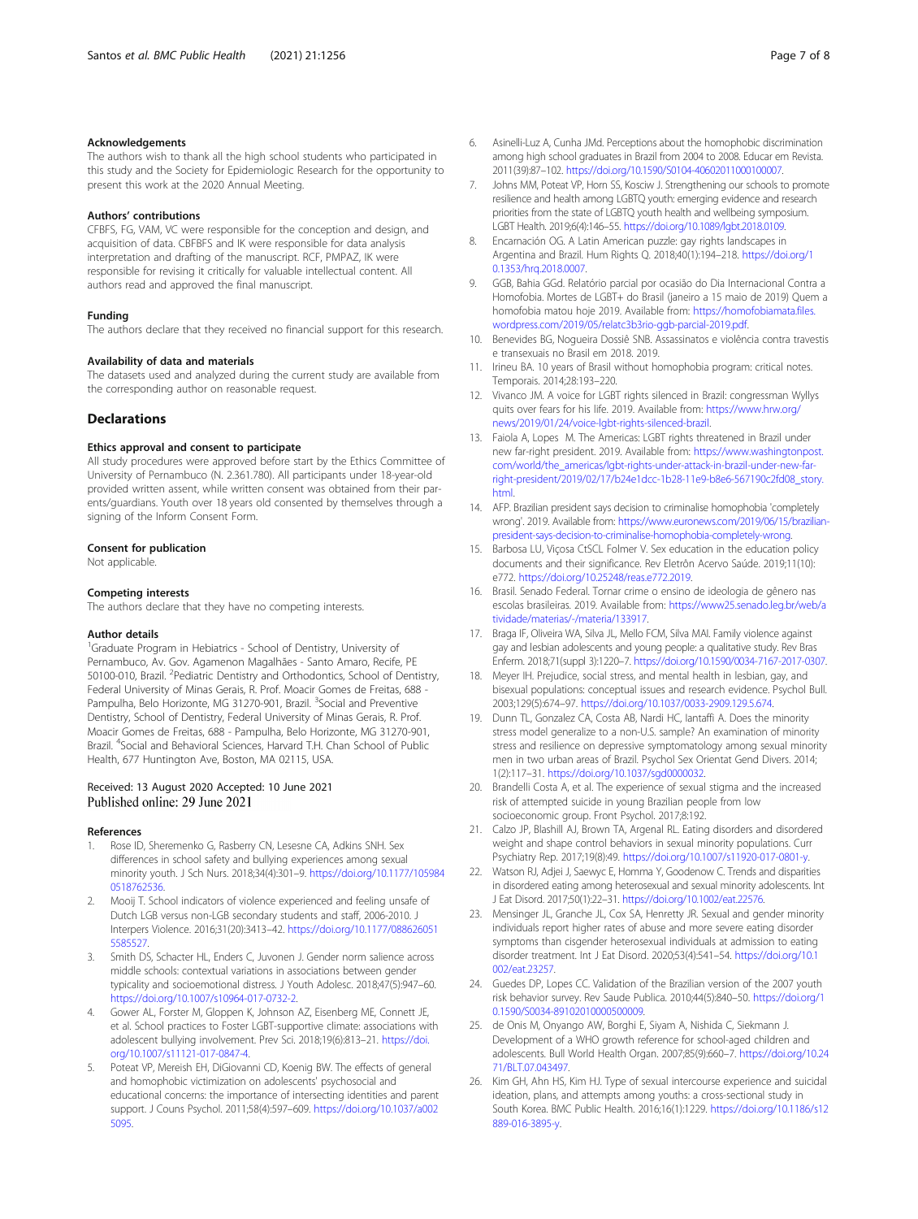### Acknowledgements

The authors wish to thank all the high school students who participated in this study and the Society for Epidemiologic Research for the opportunity to present this work at the 2020 Annual Meeting.

### Authors' contributions

CFBFS, FG, VAM, VC were responsible for the conception and design, and acquisition of data. CBFBFS and IK were responsible for data analysis interpretation and drafting of the manuscript. RCF, PMPAZ, IK were responsible for revising it critically for valuable intellectual content. All authors read and approved the final manuscript.

### Funding

The authors declare that they received no financial support for this research.

### Availability of data and materials

The datasets used and analyzed during the current study are available from the corresponding author on reasonable request.

## Declarations

### Ethics approval and consent to participate

All study procedures were approved before start by the Ethics Committee of University of Pernambuco (N. 2.361.780). All participants under 18-year-old provided written assent, while written consent was obtained from their parents/guardians. Youth over 18 years old consented by themselves through a signing of the Inform Consent Form.

### Consent for publication

Not applicable.

### Competing interests

The authors declare that they have no competing interests.

### Author details

[1]Graduate Program in Hebiatrics - School of Dentistry, University of Pernambuco, Av. Gov. Agamenon Magalhães - Santo Amaro, Recife, PE 50100-010, Brazil. [2]Pediatric Dentistry and Orthodontics, School of Dentistry, Federal University of Minas Gerais, R. Prof. Moacir Gomes de Freitas, 688 - Pampulha, Belo Horizonte, MG 31270-901, Brazil. [3]Social and Preventive Dentistry, School of Dentistry, Federal University of Minas Gerais, R. Prof. Moacir Gomes de Freitas, 688 - Pampulha, Belo Horizonte, MG 31270-901, Brazil. [4]Social and Behavioral Sciences, Harvard T.H. Chan School of Public Health, 677 Huntington Ave, Boston, MA 02115, USA.

Received: 13 August 2020 Accepted: 10 June 2021
Published online: 29 June 2021

### References

1. Rose ID, Sheremenko G, Rasberry CN, Lesesne CA, Adkins SNH. Sex differences in school safety and bullying experiences among sexual minority youth. J Sch Nurs. 2018;34(4):301–9. https://doi.org/10.1177/1059840518762536.
2. Mooij T. School indicators of violence experienced and feeling unsafe of Dutch LGB versus non-LGB secondary students and staff, 2006-2010. J Interpers Violence. 2016;31(20):3413–42. https://doi.org/10.1177/0886260515585527.
3. Smith DS, Schacter HL, Enders C, Juvonen J. Gender norm salience across middle schools: contextual variations in associations between gender typicality and socioemotional distress. J Youth Adolesc. 2018;47(5):947–60. https://doi.org/10.1007/s10964-017-0732-2.
4. Gower AL, Forster M, Gloppen K, Johnson AZ, Eisenberg ME, Connett JE, et al. School practices to Foster LGBT-supportive climate: associations with adolescent bullying involvement. Prev Sci. 2018;19(6):813–21. https://doi.org/10.1007/s11121-017-0847-4.
5. Poteat VP, Mereish EH, DiGiovanni CD, Koenig BW. The effects of general and homophobic victimization on adolescents' psychosocial and educational concerns: the importance of intersecting identities and parent support. J Couns Psychol. 2011;58(4):597–609. https://doi.org/10.1037/a0025095.
6. Asinelli-Luz A, Cunha JMd. Perceptions about the homophobic discrimination among high school graduates in Brazil from 2004 to 2008. Educar em Revista. 2011(39):87–102. https://doi.org/10.1590/S0104-40602011000100007.
7. Johns MM, Poteat VP, Horn SS, Kosciw J. Strengthening our schools to promote resilience and health among LGBTQ youth: emerging evidence and research priorities from the state of LGBTQ youth health and wellbeing symposium. LGBT Health. 2019;6(4):146–55. https://doi.org/10.1089/lgbt.2018.0109.
8. Encarnación OG. A Latin American puzzle: gay rights landscapes in Argentina and Brazil. Hum Rights Q. 2018;40(1):194–218. https://doi.org/10.1353/hrq.2018.0007.
9. GGB, Bahia GGd. Relatório parcial por ocasião do Dia Internacional Contra a Homofobia. Mortes de LGBT+ do Brasil (janeiro a 15 maio de 2019) Quem a homofobia matou hoje 2019. Available from: https://homofobiamata.files.wordpress.com/2019/05/relatc3b3rio-ggb-parcial-2019.pdf.
10. Benevides BG, Nogueira Dossiê SNB. Assassinatos e violência contra travestis e transexuais no Brasil em 2018. 2019.
11. Irineu BA. 10 years of Brasil without homophobia program: critical notes. Temporais. 2014;28:193–220.
12. Vivanco JM. A voice for LGBT rights silenced in Brazil: congressman Wyllys quits over fears for his life. 2019. Available from: https://www.hrw.org/news/2019/01/24/voice-lgbt-rights-silenced-brazil.
13. Faiola A, Lopes M. The Americas: LGBT rights threatened in Brazil under new far-right president. 2019. Available from: https://www.washingtonpost.com/world/the_americas/lgbt-rights-under-attack-in-brazil-under-new-far-right-president/2019/02/17/b24e1dcc-1b28-11e9-b8e6-567190c2fd08_story.html.
14. AFP. Brazilian president says decision to criminalise homophobia 'completely wrong'. 2019. Available from: https://www.euronews.com/2019/06/15/brazilian-president-says-decision-to-criminalise-homophobia-completely-wrong.
15. Barbosa LU, Viçosa CtSCL Folmer V. Sex education in the education policy documents and their significance. Rev Eletrôn Acervo Saúde. 2019;11(10):e772. https://doi.org/10.25248/reas.e772.2019.
16. Brasil. Senado Federal. Tornar crime o ensino de ideologia de gênero nas escolas brasileiras. 2019. Available from: https://www25.senado.leg.br/web/atividade/materias/-/materia/133917.
17. Braga IF, Oliveira WA, Silva JL, Mello FCM, Silva MAI. Family violence against gay and lesbian adolescents and young people: a qualitative study. Rev Bras Enferm. 2018;71(suppl 3):1220–7. https://doi.org/10.1590/0034-7167-2017-0307.
18. Meyer IH. Prejudice, social stress, and mental health in lesbian, gay, and bisexual populations: conceptual issues and research evidence. Psychol Bull. 2003;129(5):674–97. https://doi.org/10.1037/0033-2909.129.5.674.
19. Dunn TL, Gonzalez CA, Costa AB, Nardi HC, Iantaffi A. Does the minority stress model generalize to a non-U.S. sample? An examination of minority stress and resilience on depressive symptomatology among sexual minority men in two urban areas of Brazil. Psychol Sex Orientat Gend Divers. 2014;1(2):117–31. https://doi.org/10.1037/sgd0000032.
20. Brandelli Costa A, et al. The experience of sexual stigma and the increased risk of attempted suicide in young Brazilian people from low socioeconomic group. Front Psychol. 2017;8:192.
21. Calzo JP, Blashill AJ, Brown TA, Argenal RL. Eating disorders and disordered weight and shape control behaviors in sexual minority populations. Curr Psychiatry Rep. 2017;19(8):49. https://doi.org/10.1007/s11920-017-0801-y.
22. Watson RJ, Adjei J, Saewyc E, Homma Y, Goodenow C. Trends and disparities in disordered eating among heterosexual and sexual minority adolescents. Int J Eat Disord. 2017;50(1):22–31. https://doi.org/10.1002/eat.22576.
23. Mensinger JL, Granche JL, Cox SA, Henretty JR. Sexual and gender minority individuals report higher rates of abuse and more severe eating disorder symptoms than cisgender heterosexual individuals at admission to eating disorder treatment. Int J Eat Disord. 2020;53(4):541–54. https://doi.org/10.1002/eat.23257.
24. Guedes DP, Lopes CC. Validation of the Brazilian version of the 2007 youth risk behavior survey. Rev Saude Publica. 2010;44(5):840–50. https://doi.org/10.1590/S0034-89102010000500009.
25. de Onis M, Onyango AW, Borghi E, Siyam A, Nishida C, Siekmann J. Development of a WHO growth reference for school-aged children and adolescents. Bull World Health Organ. 2007;85(9):660–7. https://doi.org/10.2471/BLT.07.043497.
26. Kim GH, Ahn HS, Kim HJ. Type of sexual intercourse experience and suicidal ideation, plans, and attempts among youths: a cross-sectional study in South Korea. BMC Public Health. 2016;16(1):1229. https://doi.org/10.1186/s12889-016-3895-y.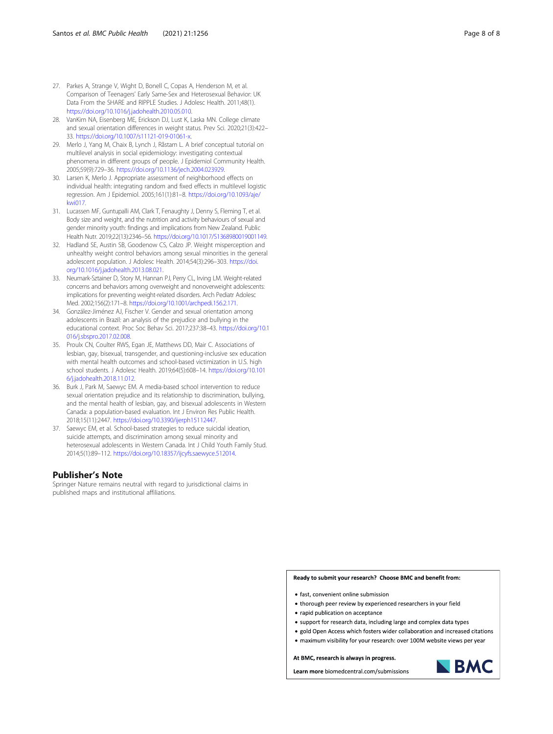27. Parkes A, Strange V, Wight D, Bonell C, Copas A, Henderson M, et al. Comparison of Teenagers' Early Same-Sex and Heterosexual Behavior: UK Data From the SHARE and RIPPLE Studies. J Adolesc Health. 2011;48(1). https://doi.org/10.1016/j.jadohealth.2010.05.010.
28. VanKim NA, Eisenberg ME, Erickson DJ, Lust K, Laska MN. College climate and sexual orientation differences in weight status. Prev Sci. 2020;21(3):422–33. https://doi.org/10.1007/s11121-019-01061-x.
29. Merlo J, Yang M, Chaix B, Lynch J, Råstam L. A brief conceptual tutorial on multilevel analysis in social epidemiology: investigating contextual phenomena in different groups of people. J Epidemiol Community Health. 2005;59(9):729–36. https://doi.org/10.1136/jech.2004.023929.
30. Larsen K, Merlo J. Appropriate assessment of neighborhood effects on individual health: integrating random and fixed effects in multilevel logistic regression. Am J Epidemiol. 2005;161(1):81–8. https://doi.org/10.1093/aje/kwi017.
31. Lucassen MF, Guntupalli AM, Clark T, Fenaughty J, Denny S, Fleming T, et al. Body size and weight, and the nutrition and activity behaviours of sexual and gender minority youth: findings and implications from New Zealand. Public Health Nutr. 2019;22(13):2346–56. https://doi.org/10.1017/S1368980019001149.
32. Hadland SE, Austin SB, Goodenow CS, Calzo JP. Weight misperception and unhealthy weight control behaviors among sexual minorities in the general adolescent population. J Adolesc Health. 2014;54(3):296–303. https://doi.org/10.1016/j.jadohealth.2013.08.021.
33. Neumark-Sztainer D, Story M, Hannan PJ, Perry CL, Irving LM. Weight-related concerns and behaviors among overweight and nonoverweight adolescents: implications for preventing weight-related disorders. Arch Pediatr Adolesc Med. 2002;156(2):171–8. https://doi.org/10.1001/archpedi.156.2.171.
34. González-Jiménez AJ, Fischer V. Gender and sexual orientation among adolescents in Brazil: an analysis of the prejudice and bullying in the educational context. Proc Soc Behav Sci. 2017;237:38–43. https://doi.org/10.1016/j.sbspro.2017.02.008.
35. Proulx CN, Coulter RWS, Egan JE, Matthews DD, Mair C. Associations of lesbian, gay, bisexual, transgender, and questioning-inclusive sex education with mental health outcomes and school-based victimization in U.S. high school students. J Adolesc Health. 2019;64(5):608–14. https://doi.org/10.1016/j.jadohealth.2018.11.012.
36. Burk J, Park M, Saewyc EM. A media-based school intervention to reduce sexual orientation prejudice and its relationship to discrimination, bullying, and the mental health of lesbian, gay, and bisexual adolescents in Western Canada: a population-based evaluation. Int J Environ Res Public Health. 2018;15(11):2447. https://doi.org/10.3390/ijerph15112447.
37. Saewyc EM, et al. School-based strategies to reduce suicidal ideation, suicide attempts, and discrimination among sexual minority and heterosexual adolescents in Western Canada. Int J Child Youth Family Stud. 2014;5(1):89–112. https://doi.org/10.18357/ijcyfs.saewyce.512014.

## Publisher's Note

Springer Nature remains neutral with regard to jurisdictional claims in published maps and institutional affiliations.

**Ready to submit your research? Choose BMC and benefit from:**

- fast, convenient online submission
- thorough peer review by experienced researchers in your field
- rapid publication on acceptance
- support for research data, including large and complex data types
- gold Open Access which fosters wider collaboration and increased citations
- maximum visibility for your research: over 100M website views per year

**At BMC, research is always in progress.**

**Learn more** biomedcentral.com/submissions

BMC